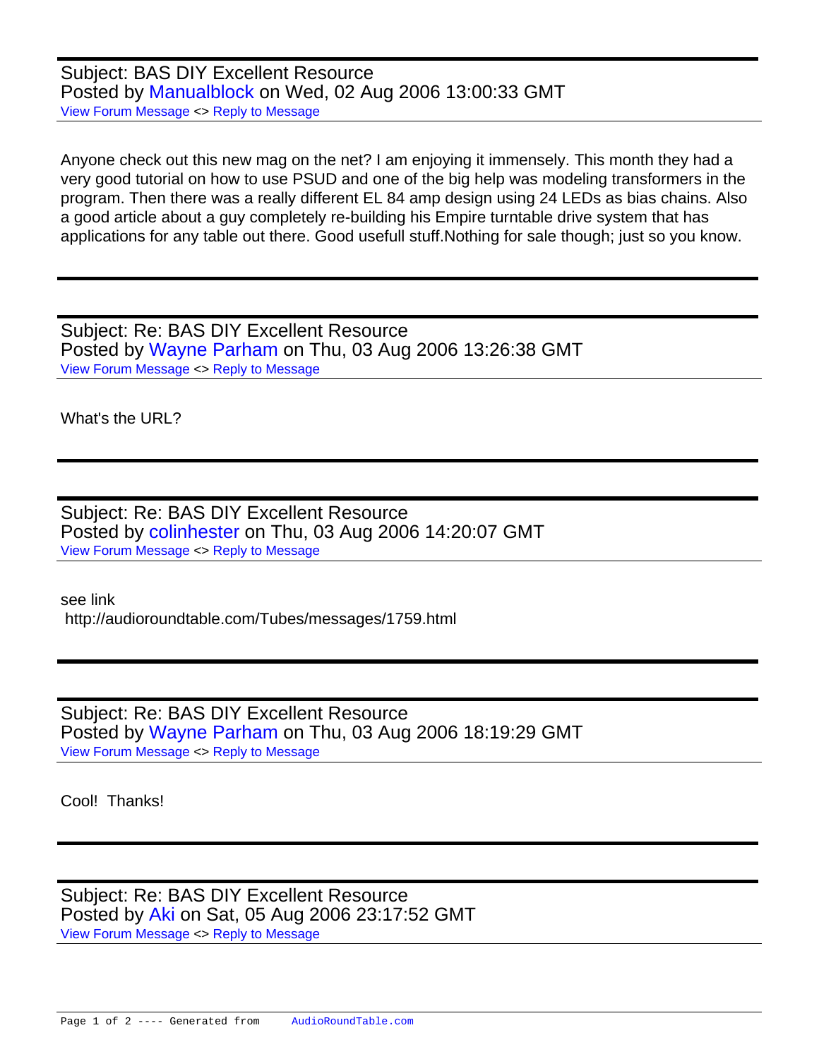Subject: BAS DIY Excellent Resource
Posted by Manualblock on Wed, 02 Aug 2006 13:00:33 GMT
View Forum Message <> Reply to Message

Anyone check out this new mag on the net? I am enjoying it immensely. This month they had a very good tutorial on how to use PSUD and one of the big help was modeling transformers in the program. Then there was a really different EL 84 amp design using 24 LEDs as bias chains. Also a good article about a guy completely re-building his Empire turntable drive system that has applications for any table out there. Good usefull stuff.Nothing for sale though; just so you know.

---

Subject: Re: BAS DIY Excellent Resource
Posted by Wayne Parham on Thu, 03 Aug 2006 13:26:38 GMT
View Forum Message <> Reply to Message

What's the URL?

---

Subject: Re: BAS DIY Excellent Resource
Posted by colinhester on Thu, 03 Aug 2006 14:20:07 GMT
View Forum Message <> Reply to Message

see link
http://audioroundtable.com/Tubes/messages/1759.html

---

Subject: Re: BAS DIY Excellent Resource
Posted by Wayne Parham on Thu, 03 Aug 2006 18:19:29 GMT
View Forum Message <> Reply to Message

Cool!  Thanks!

---

Subject: Re: BAS DIY Excellent Resource
Posted by Aki on Sat, 05 Aug 2006 23:17:52 GMT
View Forum Message <> Reply to Message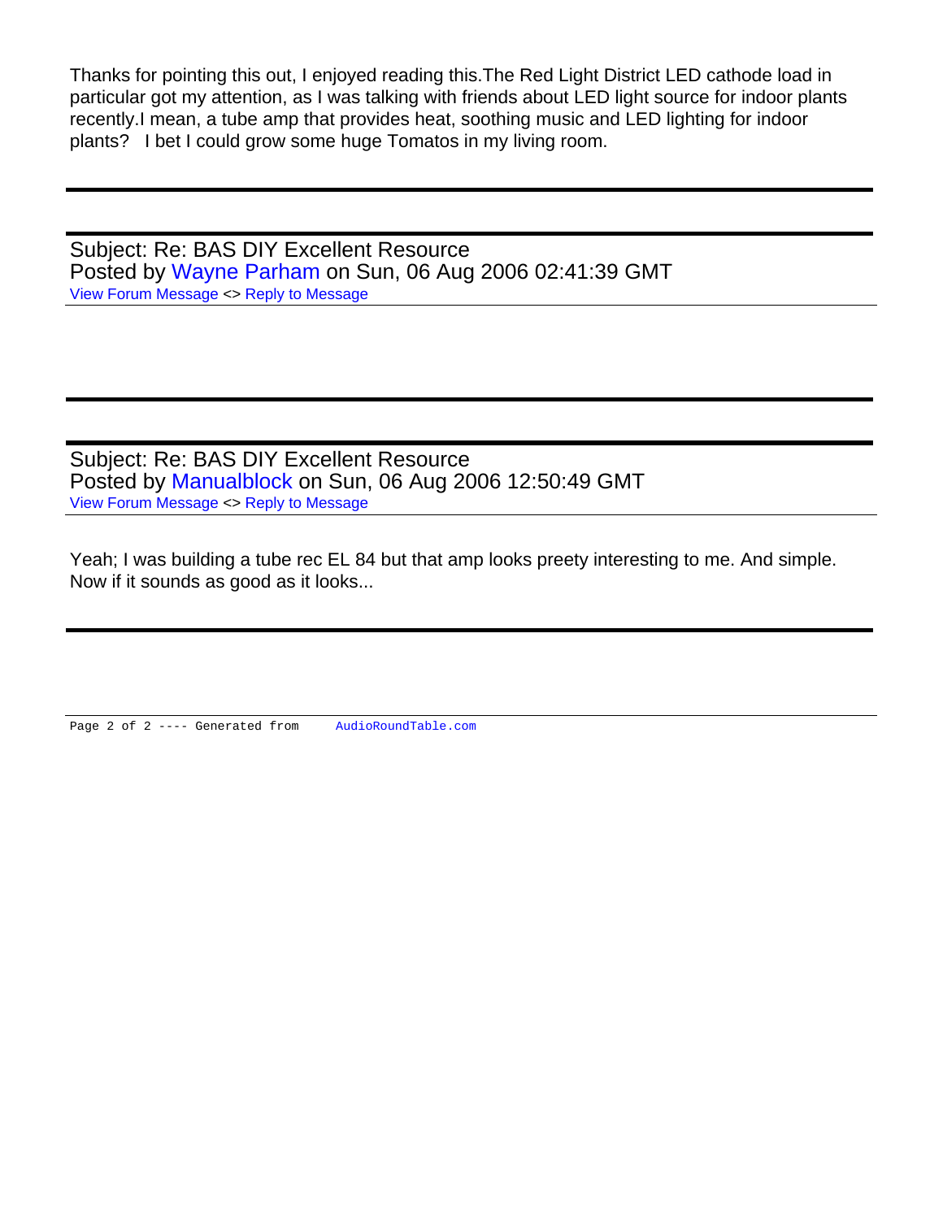Thanks for pointing this out, I enjoyed reading this.The Red Light District LED cathode load in particular got my attention, as I was talking with friends about LED light source for indoor plants recently.I mean, a tube amp that provides heat, soothing music and LED lighting for indoor plants?   I bet I could grow some huge Tomatos in my living room.

---

Subject: Re: BAS DIY Excellent Resource
Posted by Wayne Parham on Sun, 06 Aug 2006 02:41:39 GMT
View Forum Message <> Reply to Message

---

Subject: Re: BAS DIY Excellent Resource
Posted by Manualblock on Sun, 06 Aug 2006 12:50:49 GMT
View Forum Message <> Reply to Message

Yeah; I was building a tube rec EL 84 but that amp looks preety interesting to me. And simple. Now if it sounds as good as it looks...